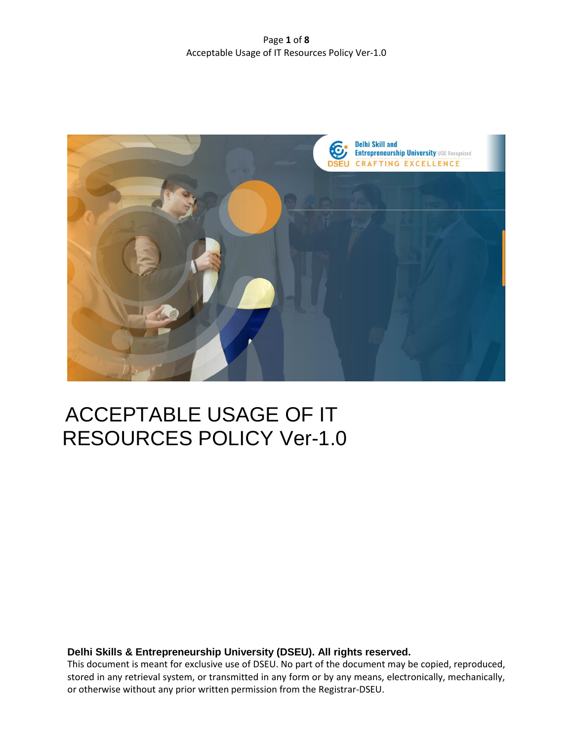# ACCEPTABLE USAGE OF IT RESOURCES POLICY Ver-1.0

**Delhi Skills & Entrepreneurship University (DSEU). All rights reserved.**

This document is meant for exclusive use of DSEU. No part of the document may be copied, reproduced, stored in any retrieval system, or transmitted in any form or by any means, electronically, mechanically, or otherwise without any prior written permission from the Registrar-DSEU.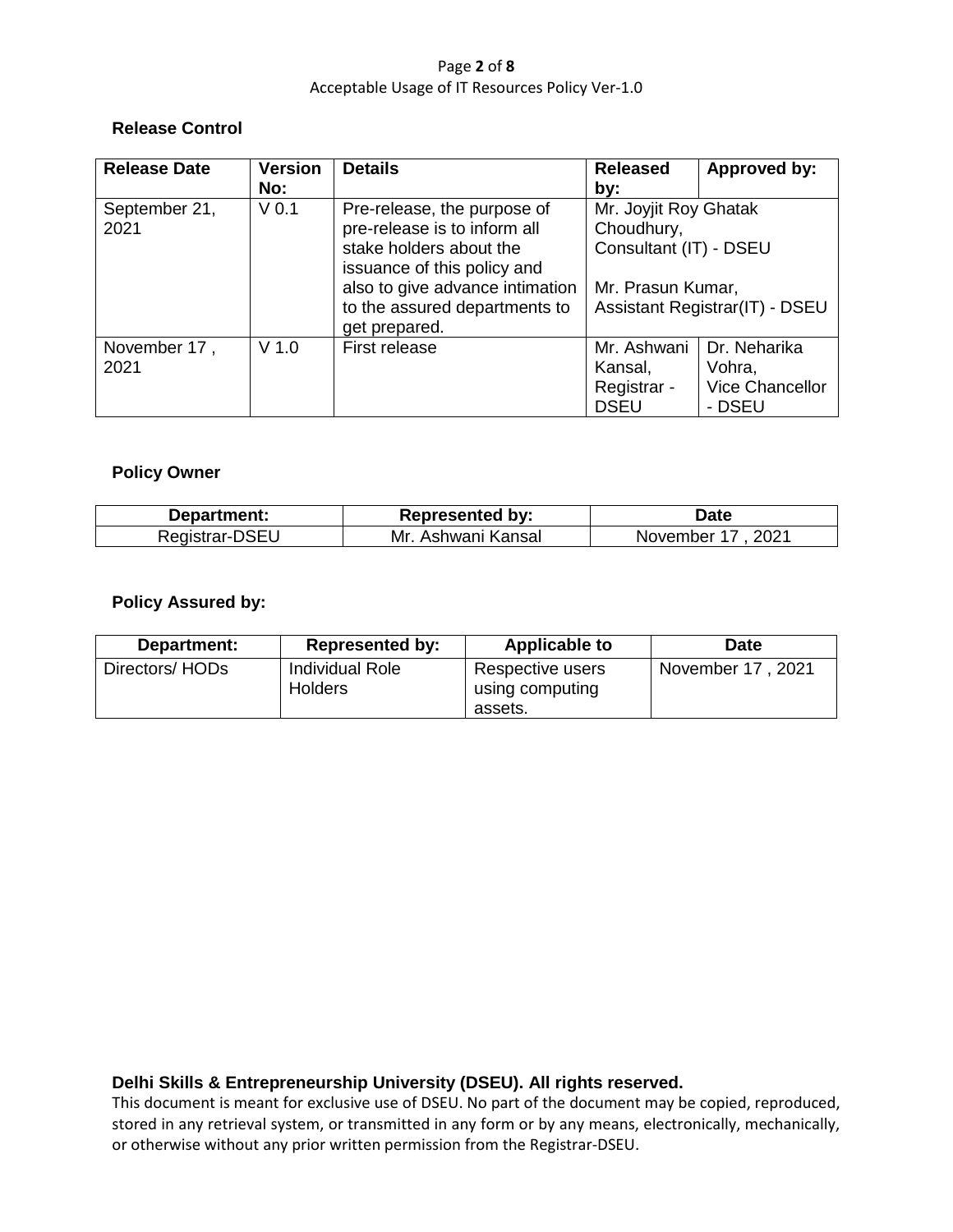**Release Control**

| Release Date | Version No: | Details | Released by: | Approved by: |
|---|---|---|---|---|
| September 21, 2021 | V 0.1 | Pre-release, the purpose of pre-release is to inform all stake holders about the issuance of this policy and also to give advance intimation to the assured departments to get prepared. | Mr. Joyjit Roy Ghatak Choudhury, Consultant (IT) - DSEU<br><br>Mr. Prasun Kumar, Assistant Registrar(IT) - DSEU | |
| November 17 , 2021 | V 1.0 | First release | Mr. Ashwani Kansal, Registrar - DSEU | Dr. Neharika Vohra, Vice Chancellor - DSEU |

**Policy Owner**

| Department: | Represented by: | Date |
|---|---|---|
| Registrar-DSEU | Mr. Ashwani Kansal | November 17 , 2021 |

**Policy Assured by:**

| Department: | Represented by: | Applicable to | Date |
|---|---|---|---|
| Directors/ HODs | Individual Role Holders | Respective users using computing assets. | November 17 , 2021 |

**Delhi Skills & Entrepreneurship University (DSEU). All rights reserved.**
This document is meant for exclusive use of DSEU. No part of the document may be copied, reproduced, stored in any retrieval system, or transmitted in any form or by any means, electronically, mechanically, or otherwise without any prior written permission from the Registrar-DSEU.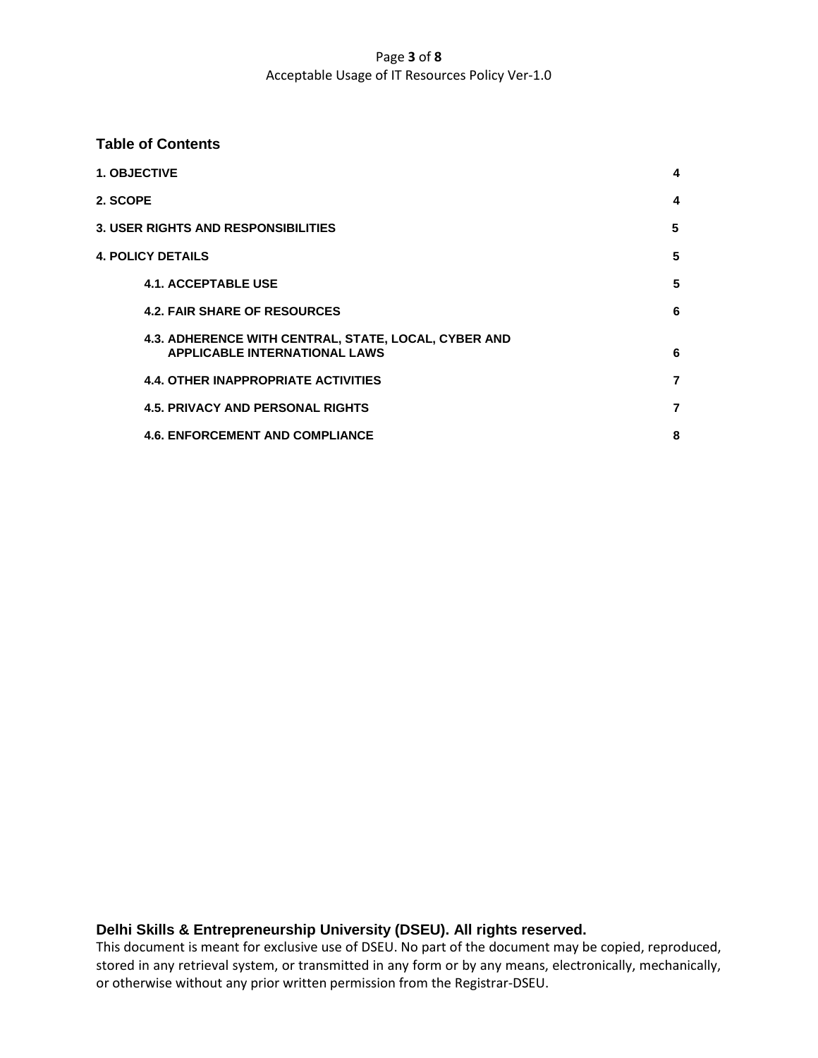## Table of Contents

| | |
|---|---|
| **1. OBJECTIVE** | **4** |
| **2. SCOPE** | **4** |
| **3. USER RIGHTS AND RESPONSIBILITIES** | **5** |
| **4. POLICY DETAILS** | **5** |
| **4.1. ACCEPTABLE USE** | **5** |
| **4.2. FAIR SHARE OF RESOURCES** | **6** |
| **4.3. ADHERENCE WITH CENTRAL, STATE, LOCAL, CYBER AND APPLICABLE INTERNATIONAL LAWS** | **6** |
| **4.4. OTHER INAPPROPRIATE ACTIVITIES** | **7** |
| **4.5. PRIVACY AND PERSONAL RIGHTS** | **7** |
| **4.6. ENFORCEMENT AND COMPLIANCE** | **8** |

**Delhi Skills & Entrepreneurship University (DSEU). All rights reserved.**
This document is meant for exclusive use of DSEU. No part of the document may be copied, reproduced, stored in any retrieval system, or transmitted in any form or by any means, electronically, mechanically, or otherwise without any prior written permission from the Registrar-DSEU.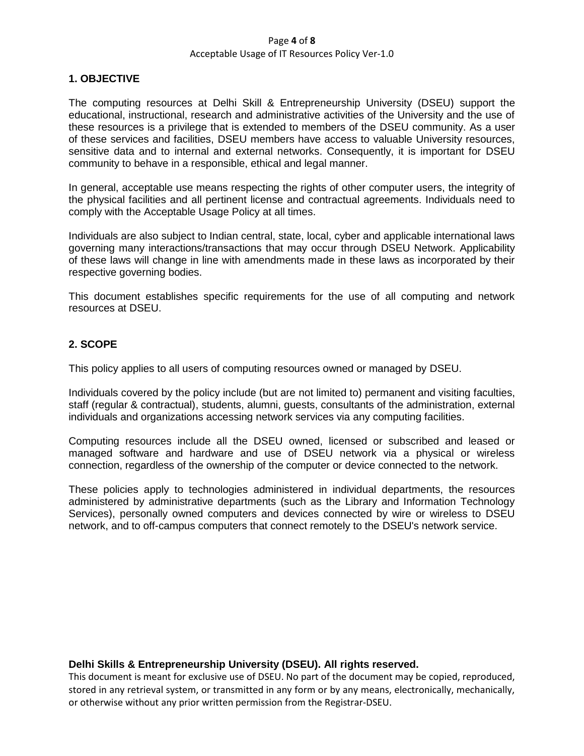## 1. OBJECTIVE

The computing resources at Delhi Skill & Entrepreneurship University (DSEU) support the educational, instructional, research and administrative activities of the University and the use of these resources is a privilege that is extended to members of the DSEU community. As a user of these services and facilities, DSEU members have access to valuable University resources, sensitive data and to internal and external networks. Consequently, it is important for DSEU community to behave in a responsible, ethical and legal manner.

In general, acceptable use means respecting the rights of other computer users, the integrity of the physical facilities and all pertinent license and contractual agreements. Individuals need to comply with the Acceptable Usage Policy at all times.

Individuals are also subject to Indian central, state, local, cyber and applicable international laws governing many interactions/transactions that may occur through DSEU Network. Applicability of these laws will change in line with amendments made in these laws as incorporated by their respective governing bodies.

This document establishes specific requirements for the use of all computing and network resources at DSEU.

## 2. SCOPE

This policy applies to all users of computing resources owned or managed by DSEU.

Individuals covered by the policy include (but are not limited to) permanent and visiting faculties, staff (regular & contractual), students, alumni, guests, consultants of the administration, external individuals and organizations accessing network services via any computing facilities.

Computing resources include all the DSEU owned, licensed or subscribed and leased or managed software and hardware and use of DSEU network via a physical or wireless connection, regardless of the ownership of the computer or device connected to the network.

These policies apply to technologies administered in individual departments, the resources administered by administrative departments (such as the Library and Information Technology Services), personally owned computers and devices connected by wire or wireless to DSEU network, and to off-campus computers that connect remotely to the DSEU's network service.

**Delhi Skills & Entrepreneurship University (DSEU). All rights reserved.**
This document is meant for exclusive use of DSEU. No part of the document may be copied, reproduced, stored in any retrieval system, or transmitted in any form or by any means, electronically, mechanically, or otherwise without any prior written permission from the Registrar-DSEU.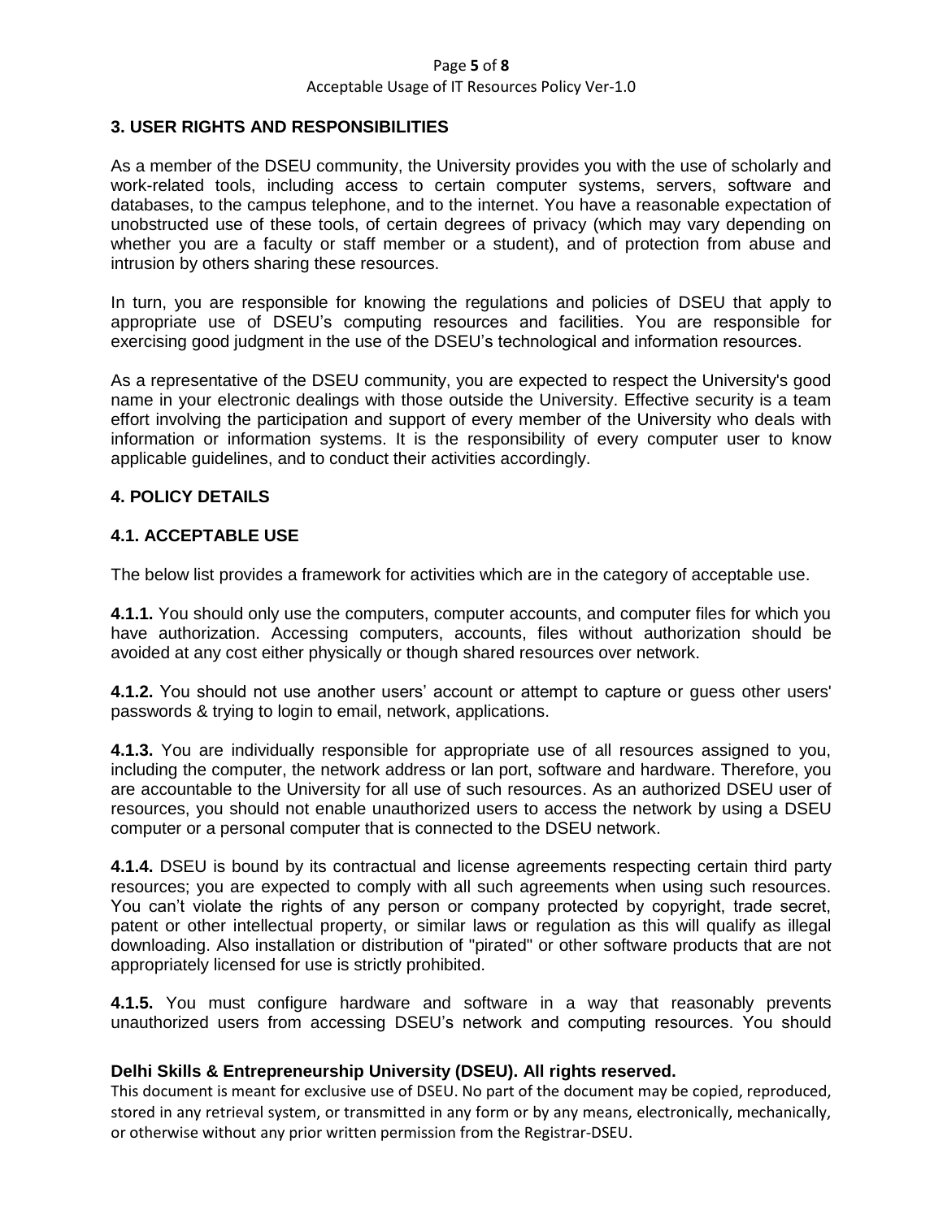## 3. USER RIGHTS AND RESPONSIBILITIES

As a member of the DSEU community, the University provides you with the use of scholarly and work-related tools, including access to certain computer systems, servers, software and databases, to the campus telephone, and to the internet. You have a reasonable expectation of unobstructed use of these tools, of certain degrees of privacy (which may vary depending on whether you are a faculty or staff member or a student), and of protection from abuse and intrusion by others sharing these resources.

In turn, you are responsible for knowing the regulations and policies of DSEU that apply to appropriate use of DSEU's computing resources and facilities. You are responsible for exercising good judgment in the use of the DSEU's technological and information resources.

As a representative of the DSEU community, you are expected to respect the University's good name in your electronic dealings with those outside the University. Effective security is a team effort involving the participation and support of every member of the University who deals with information or information systems. It is the responsibility of every computer user to know applicable guidelines, and to conduct their activities accordingly.

## 4. POLICY DETAILS

### 4.1. ACCEPTABLE USE

The below list provides a framework for activities which are in the category of acceptable use.

**4.1.1.** You should only use the computers, computer accounts, and computer files for which you have authorization. Accessing computers, accounts, files without authorization should be avoided at any cost either physically or though shared resources over network.

**4.1.2.** You should not use another users' account or attempt to capture or guess other users' passwords & trying to login to email, network, applications.

**4.1.3.** You are individually responsible for appropriate use of all resources assigned to you, including the computer, the network address or lan port, software and hardware. Therefore, you are accountable to the University for all use of such resources. As an authorized DSEU user of resources, you should not enable unauthorized users to access the network by using a DSEU computer or a personal computer that is connected to the DSEU network.

**4.1.4.** DSEU is bound by its contractual and license agreements respecting certain third party resources; you are expected to comply with all such agreements when using such resources. You can't violate the rights of any person or company protected by copyright, trade secret, patent or other intellectual property, or similar laws or regulation as this will qualify as illegal downloading. Also installation or distribution of "pirated" or other software products that are not appropriately licensed for use is strictly prohibited.

**4.1.5.** You must configure hardware and software in a way that reasonably prevents unauthorized users from accessing DSEU's network and computing resources. You should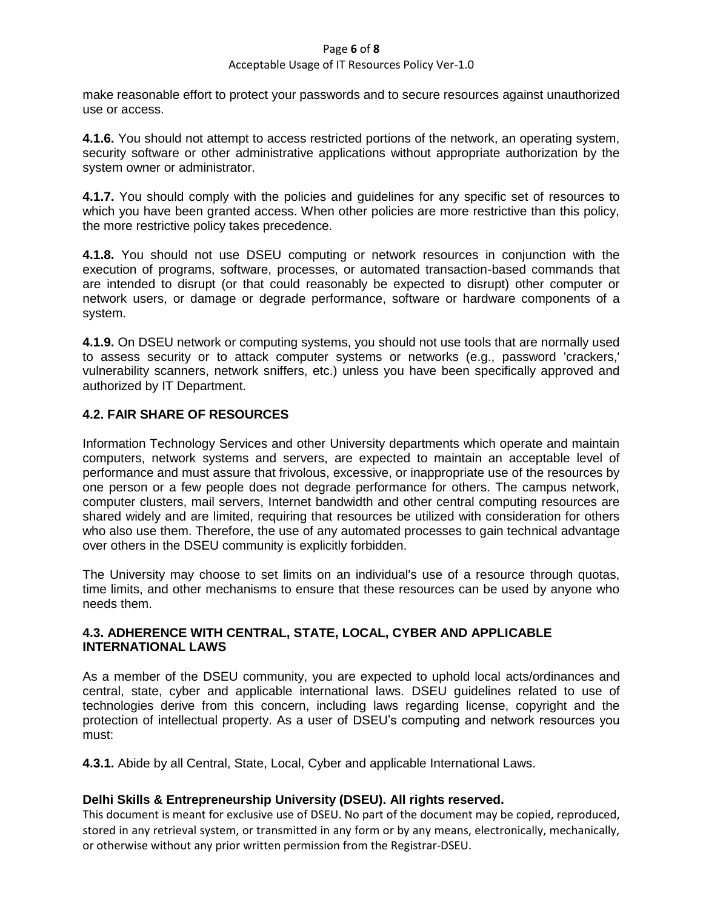make reasonable effort to protect your passwords and to secure resources against unauthorized use or access.

**4.1.6.** You should not attempt to access restricted portions of the network, an operating system, security software or other administrative applications without appropriate authorization by the system owner or administrator.

**4.1.7.** You should comply with the policies and guidelines for any specific set of resources to which you have been granted access. When other policies are more restrictive than this policy, the more restrictive policy takes precedence.

**4.1.8.** You should not use DSEU computing or network resources in conjunction with the execution of programs, software, processes, or automated transaction-based commands that are intended to disrupt (or that could reasonably be expected to disrupt) other computer or network users, or damage or degrade performance, software or hardware components of a system.

**4.1.9.** On DSEU network or computing systems, you should not use tools that are normally used to assess security or to attack computer systems or networks (e.g., password 'crackers,' vulnerability scanners, network sniffers, etc.) unless you have been specifically approved and authorized by IT Department.

### 4.2. FAIR SHARE OF RESOURCES

Information Technology Services and other University departments which operate and maintain computers, network systems and servers, are expected to maintain an acceptable level of performance and must assure that frivolous, excessive, or inappropriate use of the resources by one person or a few people does not degrade performance for others. The campus network, computer clusters, mail servers, Internet bandwidth and other central computing resources are shared widely and are limited, requiring that resources be utilized with consideration for others who also use them. Therefore, the use of any automated processes to gain technical advantage over others in the DSEU community is explicitly forbidden.

The University may choose to set limits on an individual's use of a resource through quotas, time limits, and other mechanisms to ensure that these resources can be used by anyone who needs them.

### 4.3. ADHERENCE WITH CENTRAL, STATE, LOCAL, CYBER AND APPLICABLE INTERNATIONAL LAWS

As a member of the DSEU community, you are expected to uphold local acts/ordinances and central, state, cyber and applicable international laws. DSEU guidelines related to use of technologies derive from this concern, including laws regarding license, copyright and the protection of intellectual property. As a user of DSEU's computing and network resources you must:

**4.3.1.** Abide by all Central, State, Local, Cyber and applicable International Laws.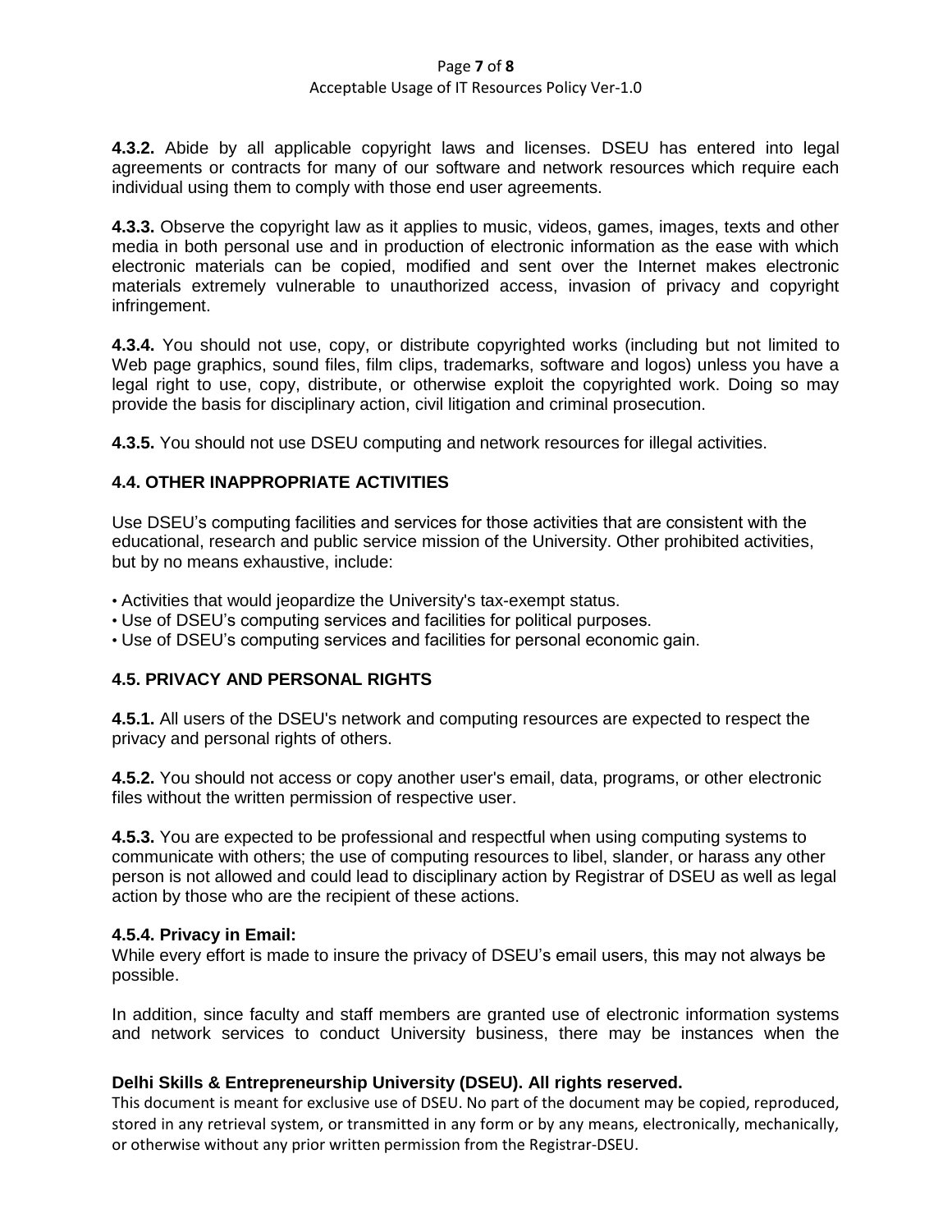**4.3.2.** Abide by all applicable copyright laws and licenses. DSEU has entered into legal agreements or contracts for many of our software and network resources which require each individual using them to comply with those end user agreements.

**4.3.3.** Observe the copyright law as it applies to music, videos, games, images, texts and other media in both personal use and in production of electronic information as the ease with which electronic materials can be copied, modified and sent over the Internet makes electronic materials extremely vulnerable to unauthorized access, invasion of privacy and copyright infringement.

**4.3.4.** You should not use, copy, or distribute copyrighted works (including but not limited to Web page graphics, sound files, film clips, trademarks, software and logos) unless you have a legal right to use, copy, distribute, or otherwise exploit the copyrighted work. Doing so may provide the basis for disciplinary action, civil litigation and criminal prosecution.

**4.3.5.** You should not use DSEU computing and network resources for illegal activities.

### 4.4. OTHER INAPPROPRIATE ACTIVITIES

Use DSEU's computing facilities and services for those activities that are consistent with the educational, research and public service mission of the University. Other prohibited activities, but by no means exhaustive, include:

- Activities that would jeopardize the University's tax-exempt status.
- Use of DSEU's computing services and facilities for political purposes.
- Use of DSEU's computing services and facilities for personal economic gain.

### 4.5. PRIVACY AND PERSONAL RIGHTS

**4.5.1.** All users of the DSEU's network and computing resources are expected to respect the privacy and personal rights of others.

**4.5.2.** You should not access or copy another user's email, data, programs, or other electronic files without the written permission of respective user.

**4.5.3.** You are expected to be professional and respectful when using computing systems to communicate with others; the use of computing resources to libel, slander, or harass any other person is not allowed and could lead to disciplinary action by Registrar of DSEU as well as legal action by those who are the recipient of these actions.

**4.5.4. Privacy in Email:**
While every effort is made to insure the privacy of DSEU's email users, this may not always be possible.

In addition, since faculty and staff members are granted use of electronic information systems and network services to conduct University business, there may be instances when the

**Delhi Skills & Entrepreneurship University (DSEU). All rights reserved.**
This document is meant for exclusive use of DSEU. No part of the document may be copied, reproduced, stored in any retrieval system, or transmitted in any form or by any means, electronically, mechanically, or otherwise without any prior written permission from the Registrar-DSEU.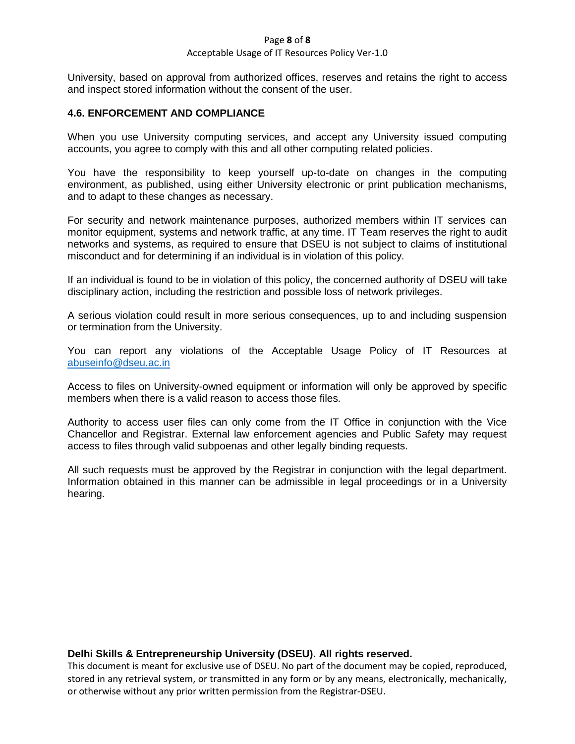University, based on approval from authorized offices, reserves and retains the right to access and inspect stored information without the consent of the user.

### 4.6. ENFORCEMENT AND COMPLIANCE

When you use University computing services, and accept any University issued computing accounts, you agree to comply with this and all other computing related policies.

You have the responsibility to keep yourself up-to-date on changes in the computing environment, as published, using either University electronic or print publication mechanisms, and to adapt to these changes as necessary.

For security and network maintenance purposes, authorized members within IT services can monitor equipment, systems and network traffic, at any time. IT Team reserves the right to audit networks and systems, as required to ensure that DSEU is not subject to claims of institutional misconduct and for determining if an individual is in violation of this policy.

If an individual is found to be in violation of this policy, the concerned authority of DSEU will take disciplinary action, including the restriction and possible loss of network privileges.

A serious violation could result in more serious consequences, up to and including suspension or termination from the University.

You can report any violations of the Acceptable Usage Policy of IT Resources at abuseinfo@dseu.ac.in

Access to files on University-owned equipment or information will only be approved by specific members when there is a valid reason to access those files.

Authority to access user files can only come from the IT Office in conjunction with the Vice Chancellor and Registrar. External law enforcement agencies and Public Safety may request access to files through valid subpoenas and other legally binding requests.

All such requests must be approved by the Registrar in conjunction with the legal department. Information obtained in this manner can be admissible in legal proceedings or in a University hearing.

**Delhi Skills & Entrepreneurship University (DSEU). All rights reserved.**
This document is meant for exclusive use of DSEU. No part of the document may be copied, reproduced, stored in any retrieval system, or transmitted in any form or by any means, electronically, mechanically, or otherwise without any prior written permission from the Registrar-DSEU.